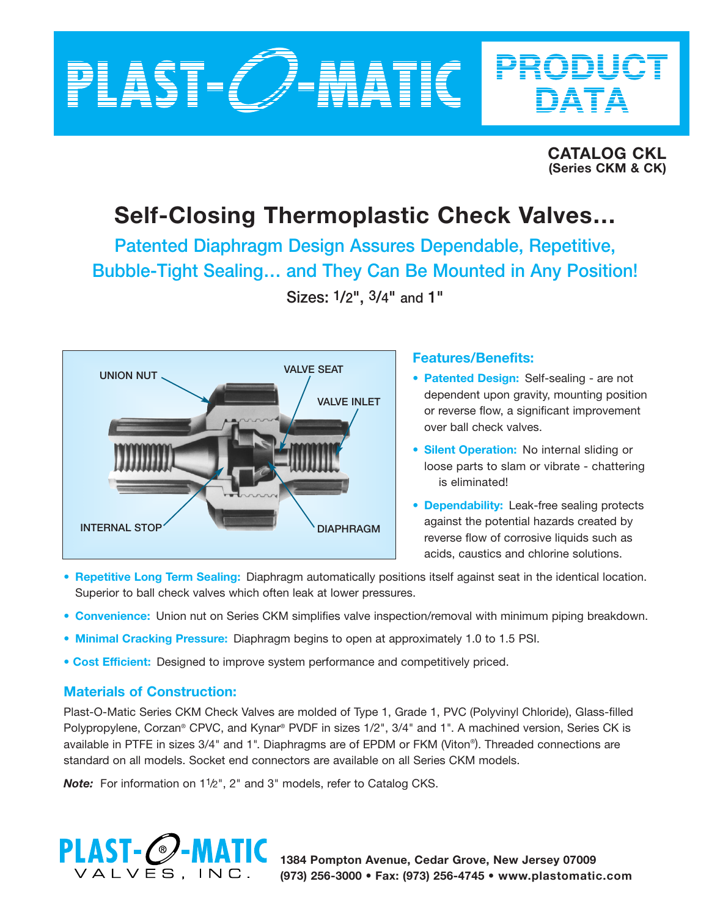# PLAST-O-MATIC PRODUCT DATA

**CATALOG CKL**
**(Series CKM & CK)**

# Self-Closing Thermoplastic Check Valves...

## Patented Diaphragm Design Assures Dependable, Repetitive, Bubble-Tight Sealing... and They Can Be Mounted in Any Position!

**Sizes: 1/2", 3/4" and 1"**

UNION NUT
VALVE SEAT
VALVE INLET
INTERNAL STOP
DIAPHRAGM

### Features/Benefits:

- **Patented Design:** Self-sealing - are not dependent upon gravity, mounting position or reverse flow, a significant improvement over ball check valves.
- **Silent Operation:** No internal sliding or loose parts to slam or vibrate - chattering is eliminated!
- **Dependability:** Leak-free sealing protects against the potential hazards created by reverse flow of corrosive liquids such as acids, caustics and chlorine solutions.
- **Repetitive Long Term Sealing:** Diaphragm automatically positions itself against seat in the identical location. Superior to ball check valves which often leak at lower pressures.
- **Convenience:** Union nut on Series CKM simplifies valve inspection/removal with minimum piping breakdown.
- **Minimal Cracking Pressure:** Diaphragm begins to open at approximately 1.0 to 1.5 PSI.
- **Cost Efficient:** Designed to improve system performance and competitively priced.

### Materials of Construction:

Plast-O-Matic Series CKM Check Valves are molded of Type 1, Grade 1, PVC (Polyvinyl Chloride), Glass-filled Polypropylene, Corzan® CPVC, and Kynar® PVDF in sizes 1/2", 3/4" and 1". A machined version, Series CK is available in PTFE in sizes 3/4" and 1". Diaphragms are of EPDM or FKM (Viton®). Threaded connections are standard on all models. Socket end connectors are available on all Series CKM models.

***Note:*** For information on 1½", 2" and 3" models, refer to Catalog CKS.

**PLAST-O-MATIC VALVES, INC.**
**1384 Pompton Avenue, Cedar Grove, New Jersey 07009**
**(973) 256-3000 • Fax: (973) 256-4745 • www.plastomatic.com**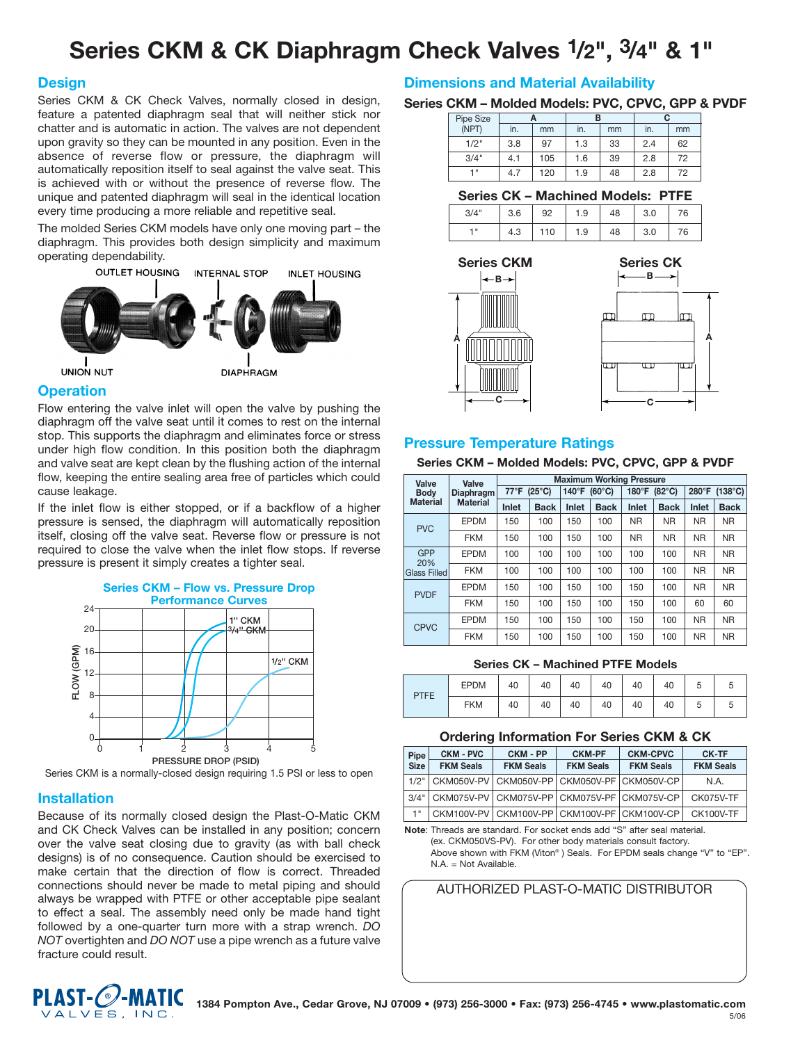# Series CKM & CK Diaphragm Check Valves 1/2", 3/4" & 1"

## Design

Series CKM & CK Check Valves, normally closed in design, feature a patented diaphragm seal that will neither stick nor chatter and is automatic in action. The valves are not dependent upon gravity so they can be mounted in any position. Even in the absence of reverse flow or pressure, the diaphragm will automatically reposition itself to seal against the valve seat. This is achieved with or without the presence of reverse flow. The unique and patented diaphragm will seal in the identical location every time producing a more reliable and repetitive seal.

The molded Series CKM models have only one moving part – the diaphragm. This provides both design simplicity and maximum operating dependability.

OUTLET HOUSING
INTERNAL STOP
INLET HOUSING
UNION NUT
DIAPHRAGM

## Operation

Flow entering the valve inlet will open the valve by pushing the diaphragm off the valve seat until it comes to rest on the internal stop. This supports the diaphragm and eliminates force or stress under high flow condition. In this position both the diaphragm and valve seat are kept clean by the flushing action of the internal flow, keeping the entire sealing area free of particles which could cause leakage.

If the inlet flow is either stopped, or if a backflow of a higher pressure is sensed, the diaphragm will automatically reposition itself, closing off the valve seat. Reverse flow or pressure is not required to close the valve when the inlet flow stops. If reverse pressure is present it simply creates a tighter seal.

**Series CKM – Flow vs. Pressure Drop Performance Curves**

FLOW (GPM)
0
4
8
12
16
20
24
PRESSURE DROP (PSID)
0
1
2
3
4
5
1" CKM
3/4" CKM
1/2" CKM

Series CKM is a normally-closed design requiring 1.5 PSI or less to open

## Installation

Because of its normally closed design the Plast-O-Matic CKM and CK Check Valves can be installed in any position; concern over the valve seat closing due to gravity (as with ball check designs) is of no consequence. Caution should be exercised to make certain that the direction of flow is correct. Threaded connections should never be made to metal piping and should always be wrapped with PTFE or other acceptable pipe sealant to effect a seal. The assembly need only be made hand tight followed by a one-quarter turn more with a strap wrench. *DO NOT* overtighten and *DO NOT* use a pipe wrench as a future valve fracture could result.

## Dimensions and Material Availability

### Series CKM – Molded Models: PVC, CPVC, GPP & PVDF

| Pipe Size (NPT) | A | | B | | C | |
|---|---|---|---|---|---|---|
| | in. | mm | in. | mm | in. | mm |
| 1/2" | 3.8 | 97 | 1.3 | 33 | 2.4 | 62 |
| 3/4" | 4.1 | 105 | 1.6 | 39 | 2.8 | 72 |
| 1" | 4.7 | 120 | 1.9 | 48 | 2.8 | 72 |

### Series CK – Machined Models: PTFE

| | | | | | | |
|---|---|---|---|---|---|---|
| 3/4" | 3.6 | 92 | 1.9 | 48 | 3.0 | 76 |
| 1" | 4.3 | 110 | 1.9 | 48 | 3.0 | 76 |

Series CKM
Series CK
A
B
C

## Pressure Temperature Ratings

### Series CKM – Molded Models: PVC, CPVC, GPP & PVDF

| Valve Body Material | Valve Diaphragm Material | Maximum Working Pressure 77°F (25°C) | | 140°F (60°C) | | 180°F (82°C) | | 280°F (138°C) | |
|---|---|---|---|---|---|---|---|---|---|
| | | Inlet | Back | Inlet | Back | Inlet | Back | Inlet | Back |
| PVC | EPDM | 150 | 100 | 150 | 100 | NR | NR | NR | NR |
| | FKM | 150 | 100 | 150 | 100 | NR | NR | NR | NR |
| GPP 20% Glass Filled | EPDM | 100 | 100 | 100 | 100 | 100 | 100 | NR | NR |
| | FKM | 100 | 100 | 100 | 100 | 100 | 100 | NR | NR |
| PVDF | EPDM | 150 | 100 | 150 | 100 | 150 | 100 | NR | NR |
| | FKM | 150 | 100 | 150 | 100 | 150 | 100 | 60 | 60 |
| CPVC | EPDM | 150 | 100 | 150 | 100 | 150 | 100 | NR | NR |
| | FKM | 150 | 100 | 150 | 100 | 150 | 100 | NR | NR |

### Series CK – Machined PTFE Models

| | | | | | | | | | |
|---|---|---|---|---|---|---|---|---|---|
| PTFE | EPDM | 40 | 40 | 40 | 40 | 40 | 40 | 5 | 5 |
| | FKM | 40 | 40 | 40 | 40 | 40 | 40 | 5 | 5 |

### Ordering Information For Series CKM & CK

| Pipe Size | CKM - PVC FKM Seals | CKM - PP FKM Seals | CKM-PF FKM Seals | CKM-CPVC FKM Seals | CK-TF FKM Seals |
|---|---|---|---|---|---|
| 1/2" | CKM050V-PV | CKM050V-PP | CKM050V-PF | CKM050V-CP | N.A. |
| 3/4" | CKM075V-PV | CKM075V-PP | CKM075V-PF | CKM075V-CP | CK075V-TF |
| 1" | CKM100V-PV | CKM100V-PP | CKM100V-PF | CKM100V-CP | CK100V-TF |

**Note**: Threads are standard. For socket ends add "S" after seal material. (ex. CKM050VS-PV). For other body materials consult factory. Above shown with FKM (Viton®) Seals. For EPDM seals change "V" to "EP". N.A. = Not Available.

AUTHORIZED PLAST-O-MATIC DISTRIBUTOR

PLAST-O-MATIC VALVES, INC.

1384 Pompton Ave., Cedar Grove, NJ 07009 • (973) 256-3000 • Fax: (973) 256-4745 • www.plastomatic.com

5/06